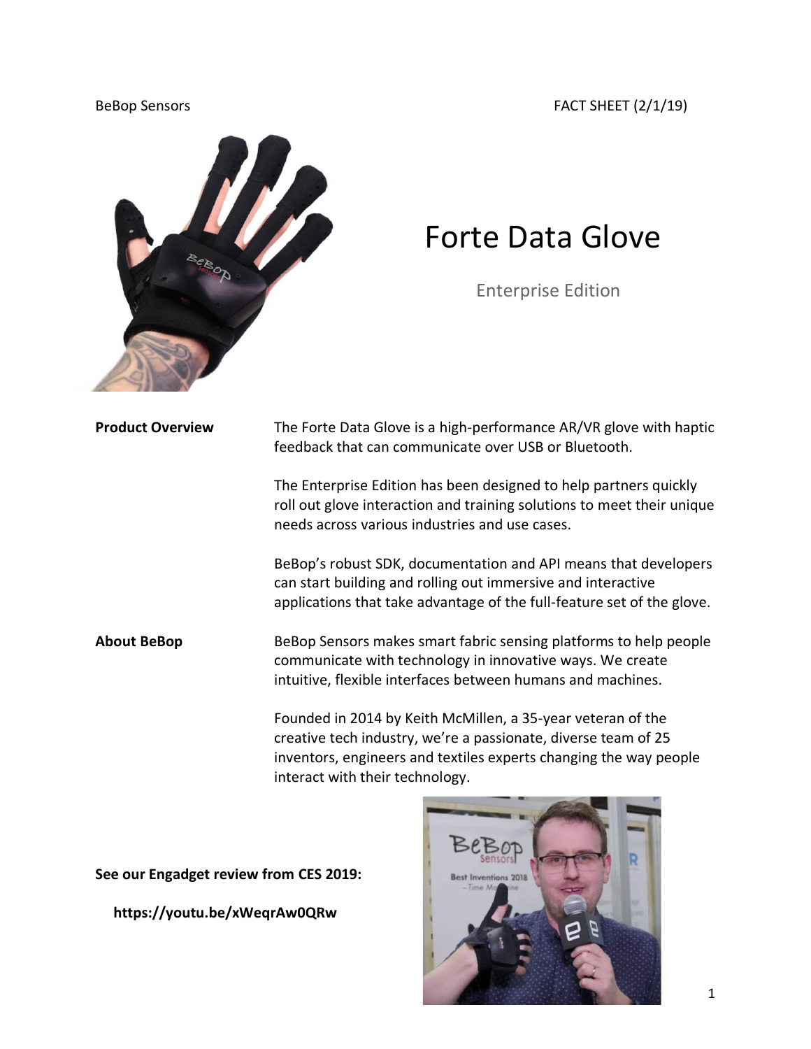BeBop Sensors FACT SHEET (2/1/19)

# Forte Data Glove

## Enterprise Edition

**Product Overview**

The Forte Data Glove is a high-performance AR/VR glove with haptic feedback that can communicate over USB or Bluetooth.

The Enterprise Edition has been designed to help partners quickly roll out glove interaction and training solutions to meet their unique needs across various industries and use cases.

BeBop's robust SDK, documentation and API means that developers can start building and rolling out immersive and interactive applications that take advantage of the full-feature set of the glove.

**About BeBop**

BeBop Sensors makes smart fabric sensing platforms to help people communicate with technology in innovative ways. We create intuitive, flexible interfaces between humans and machines.

Founded in 2014 by Keith McMillen, a 35-year veteran of the creative tech industry, we're a passionate, diverse team of 25 inventors, engineers and textiles experts changing the way people interact with their technology.

**See our Engadget review from CES 2019:**

**https://youtu.be/xWeqrAw0QRw**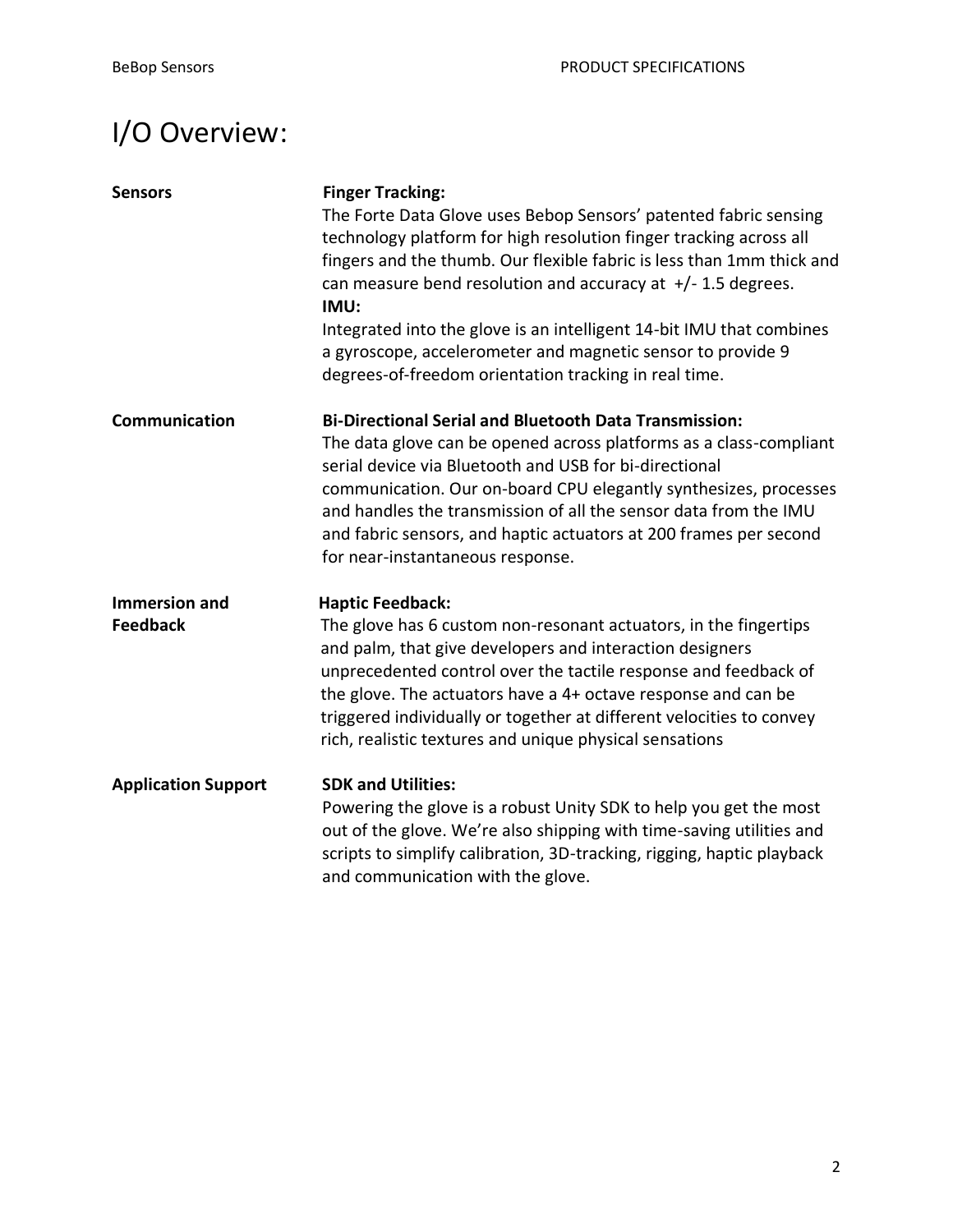# I/O Overview:

## Sensors

**Finger Tracking:**

The Forte Data Glove uses Bebop Sensors' patented fabric sensing technology platform for high resolution finger tracking across all fingers and the thumb. Our flexible fabric is less than 1mm thick and can measure bend resolution and accuracy at +/- 1.5 degrees.

**IMU:**

Integrated into the glove is an intelligent 14-bit IMU that combines a gyroscope, accelerometer and magnetic sensor to provide 9 degrees-of-freedom orientation tracking in real time.

## Communication

**Bi-Directional Serial and Bluetooth Data Transmission:**

The data glove can be opened across platforms as a class-compliant serial device via Bluetooth and USB for bi-directional communication. Our on-board CPU elegantly synthesizes, processes and handles the transmission of all the sensor data from the IMU and fabric sensors, and haptic actuators at 200 frames per second for near-instantaneous response.

## Immersion and Feedback

**Haptic Feedback:**

The glove has 6 custom non-resonant actuators, in the fingertips and palm, that give developers and interaction designers unprecedented control over the tactile response and feedback of the glove. The actuators have a 4+ octave response and can be triggered individually or together at different velocities to convey rich, realistic textures and unique physical sensations

## Application Support

**SDK and Utilities:**

Powering the glove is a robust Unity SDK to help you get the most out of the glove. We're also shipping with time-saving utilities and scripts to simplify calibration, 3D-tracking, rigging, haptic playback and communication with the glove.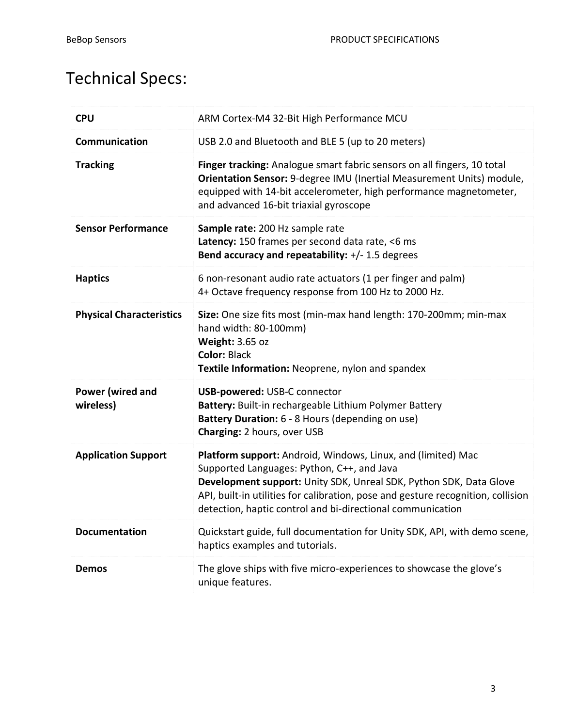# Technical Specs:

| | |
|---|---|
| **CPU** | ARM Cortex-M4 32-Bit High Performance MCU |
| **Communication** | USB 2.0 and Bluetooth and BLE 5 (up to 20 meters) |
| **Tracking** | **Finger tracking:** Analogue smart fabric sensors on all fingers, 10 total<br>**Orientation Sensor:** 9-degree IMU (Inertial Measurement Units) module, equipped with 14-bit accelerometer, high performance magnetometer, and advanced 16-bit triaxial gyroscope |
| **Sensor Performance** | **Sample rate:** 200 Hz sample rate<br>**Latency:** 150 frames per second data rate, <6 ms<br>**Bend accuracy and repeatability:** +/- 1.5 degrees |
| **Haptics** | 6 non-resonant audio rate actuators (1 per finger and palm)<br>4+ Octave frequency response from 100 Hz to 2000 Hz. |
| **Physical Characteristics** | **Size:** One size fits most (min-max hand length: 170-200mm; min-max hand width: 80-100mm)<br>**Weight:** 3.65 oz<br>**Color:** Black<br>**Textile Information:** Neoprene, nylon and spandex |
| **Power (wired and wireless)** | **USB-powered:** USB-C connector<br>**Battery:** Built-in rechargeable Lithium Polymer Battery<br>**Battery Duration:** 6 - 8 Hours (depending on use)<br>**Charging:** 2 hours, over USB |
| **Application Support** | **Platform support:** Android, Windows, Linux, and (limited) Mac<br>Supported Languages: Python, C++, and Java<br>**Development support:** Unity SDK, Unreal SDK, Python SDK, Data Glove API, built-in utilities for calibration, pose and gesture recognition, collision detection, haptic control and bi-directional communication |
| **Documentation** | Quickstart guide, full documentation for Unity SDK, API, with demo scene, haptics examples and tutorials. |
| **Demos** | The glove ships with five micro-experiences to showcase the glove's unique features. |